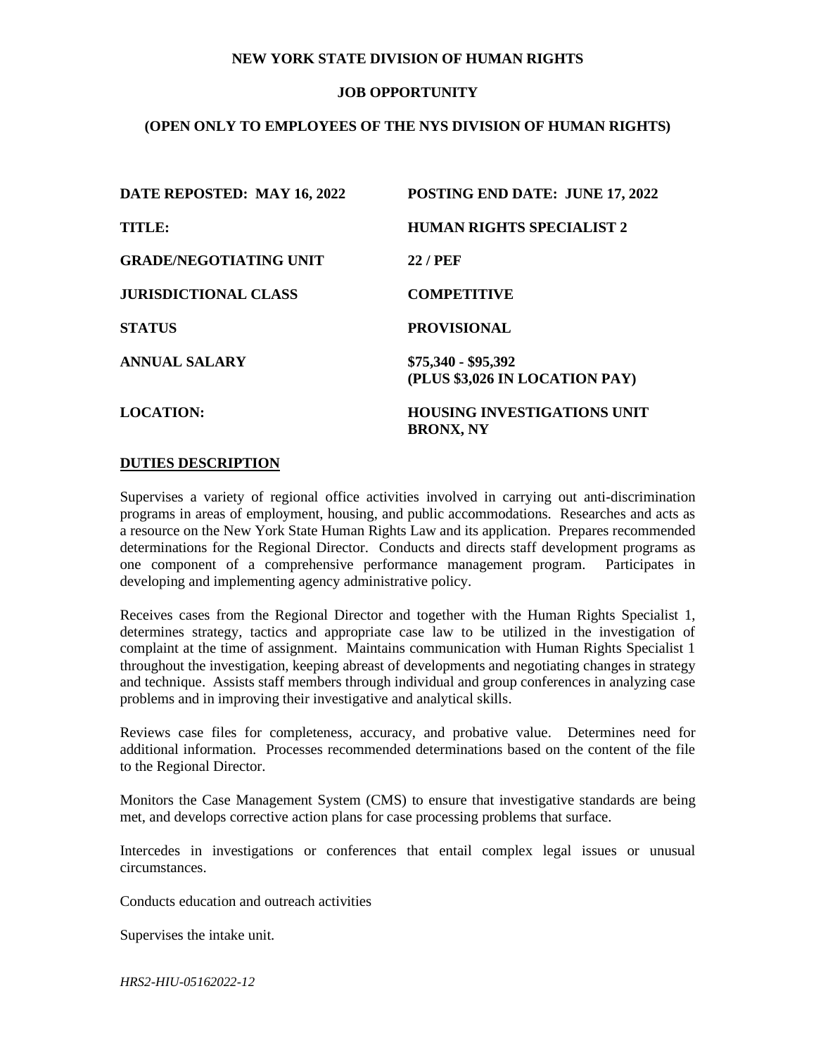**NEW YORK STATE DIVISION OF HUMAN RIGHTS**

**JOB OPPORTUNITY**

**(OPEN ONLY TO EMPLOYEES OF THE NYS DIVISION OF HUMAN RIGHTS)**

| | |
|---|---|
| **DATE REPOSTED: MAY 16, 2022** | **POSTING END DATE: JUNE 17, 2022** |
| **TITLE:** | **HUMAN RIGHTS SPECIALIST 2** |
| **GRADE/NEGOTIATING UNIT** | **22 / PEF** |
| **JURISDICTIONAL CLASS** | **COMPETITIVE** |
| **STATUS** | **PROVISIONAL** |
| **ANNUAL SALARY** | **$75,340 - $95,392 (PLUS $3,026 IN LOCATION PAY)** |
| **LOCATION:** | **HOUSING INVESTIGATIONS UNIT BRONX, NY** |

**DUTIES DESCRIPTION**

Supervises a variety of regional office activities involved in carrying out anti-discrimination programs in areas of employment, housing, and public accommodations. Researches and acts as a resource on the New York State Human Rights Law and its application. Prepares recommended determinations for the Regional Director. Conducts and directs staff development programs as one component of a comprehensive performance management program. Participates in developing and implementing agency administrative policy.

Receives cases from the Regional Director and together with the Human Rights Specialist 1, determines strategy, tactics and appropriate case law to be utilized in the investigation of complaint at the time of assignment. Maintains communication with Human Rights Specialist 1 throughout the investigation, keeping abreast of developments and negotiating changes in strategy and technique. Assists staff members through individual and group conferences in analyzing case problems and in improving their investigative and analytical skills.

Reviews case files for completeness, accuracy, and probative value. Determines need for additional information. Processes recommended determinations based on the content of the file to the Regional Director.

Monitors the Case Management System (CMS) to ensure that investigative standards are being met, and develops corrective action plans for case processing problems that surface.

Intercedes in investigations or conferences that entail complex legal issues or unusual circumstances.

Conducts education and outreach activities

Supervises the intake unit.

*HRS2-HIU-05162022-12*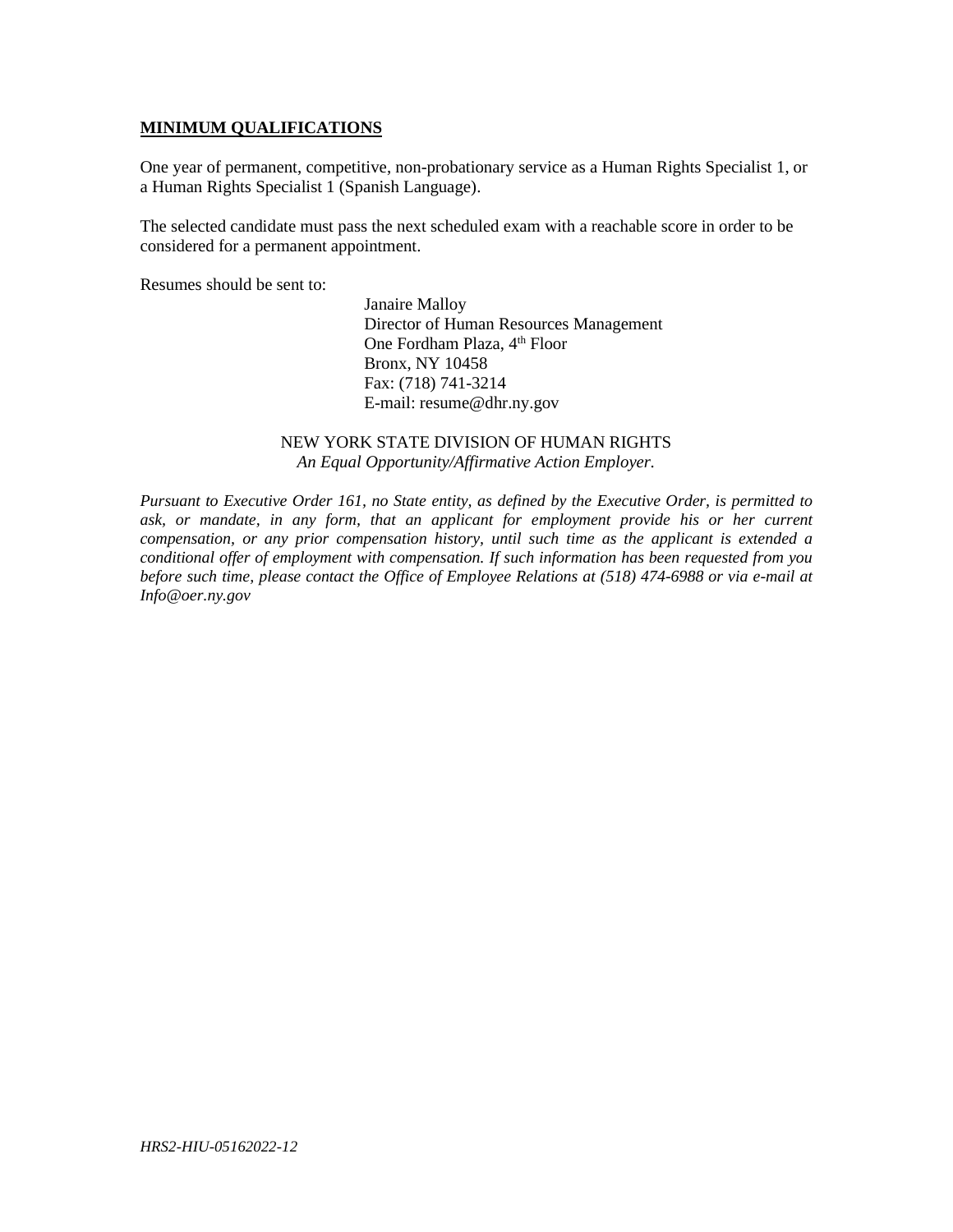## MINIMUM QUALIFICATIONS

One year of permanent, competitive, non-probationary service as a Human Rights Specialist 1, or a Human Rights Specialist 1 (Spanish Language).

The selected candidate must pass the next scheduled exam with a reachable score in order to be considered for a permanent appointment.

Resumes should be sent to:

Janaire Malloy
Director of Human Resources Management
One Fordham Plaza, 4th Floor
Bronx, NY 10458
Fax: (718) 741-3214
E-mail: resume@dhr.ny.gov

NEW YORK STATE DIVISION OF HUMAN RIGHTS
*An Equal Opportunity/Affirmative Action Employer.*

*Pursuant to Executive Order 161, no State entity, as defined by the Executive Order, is permitted to ask, or mandate, in any form, that an applicant for employment provide his or her current compensation, or any prior compensation history, until such time as the applicant is extended a conditional offer of employment with compensation. If such information has been requested from you before such time, please contact the Office of Employee Relations at (518) 474-6988 or via e-mail at Info@oer.ny.gov*

*HRS2-HIU-05162022-12*